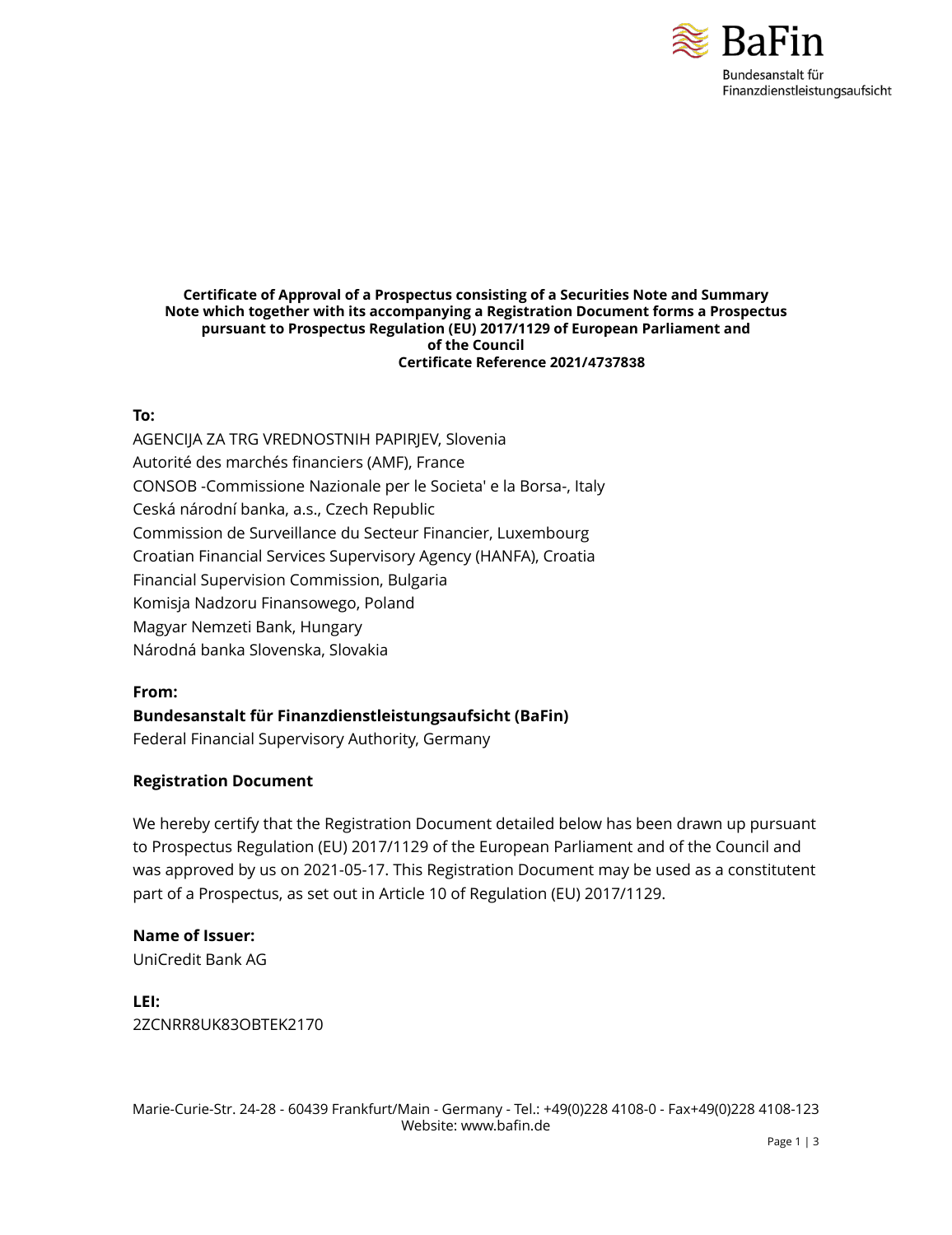**Certificate of Approval of a Prospectus consisting of a Securities Note and Summary Note which together with its accompanying a Registration Document forms a Prospectus pursuant to Prospectus Regulation (EU) 2017/1129 of European Parliament and of the Council**
**Certificate Reference 2021/4737838**

**To:**

AGENCIJA ZA TRG VREDNOSTNIH PAPIRJEV, Slovenia
Autorité des marchés financiers (AMF), France
CONSOB -Commissione Nazionale per le Societa' e la Borsa-, Italy
Ceská národní banka, a.s., Czech Republic
Commission de Surveillance du Secteur Financier, Luxembourg
Croatian Financial Services Supervisory Agency (HANFA), Croatia
Financial Supervision Commission, Bulgaria
Komisja Nadzoru Finansowego, Poland
Magyar Nemzeti Bank, Hungary
Národná banka Slovenska, Slovakia

**From:**

**Bundesanstalt für Finanzdienstleistungsaufsicht (BaFin)**
Federal Financial Supervisory Authority, Germany

**Registration Document**

We hereby certify that the Registration Document detailed below has been drawn up pursuant to Prospectus Regulation (EU) 2017/1129 of the European Parliament and of the Council and was approved by us on 2021-05-17. This Registration Document may be used as a constitutent part of a Prospectus, as set out in Article 10 of Regulation (EU) 2017/1129.

**Name of Issuer:**
UniCredit Bank AG

**LEI:**
2ZCNRR8UK83OBTEK2170

Marie-Curie-Str. 24-28 - 60439 Frankfurt/Main - Germany - Tel.: +49(0)228 4108-0 - Fax+49(0)228 4108-123
Website: www.bafin.de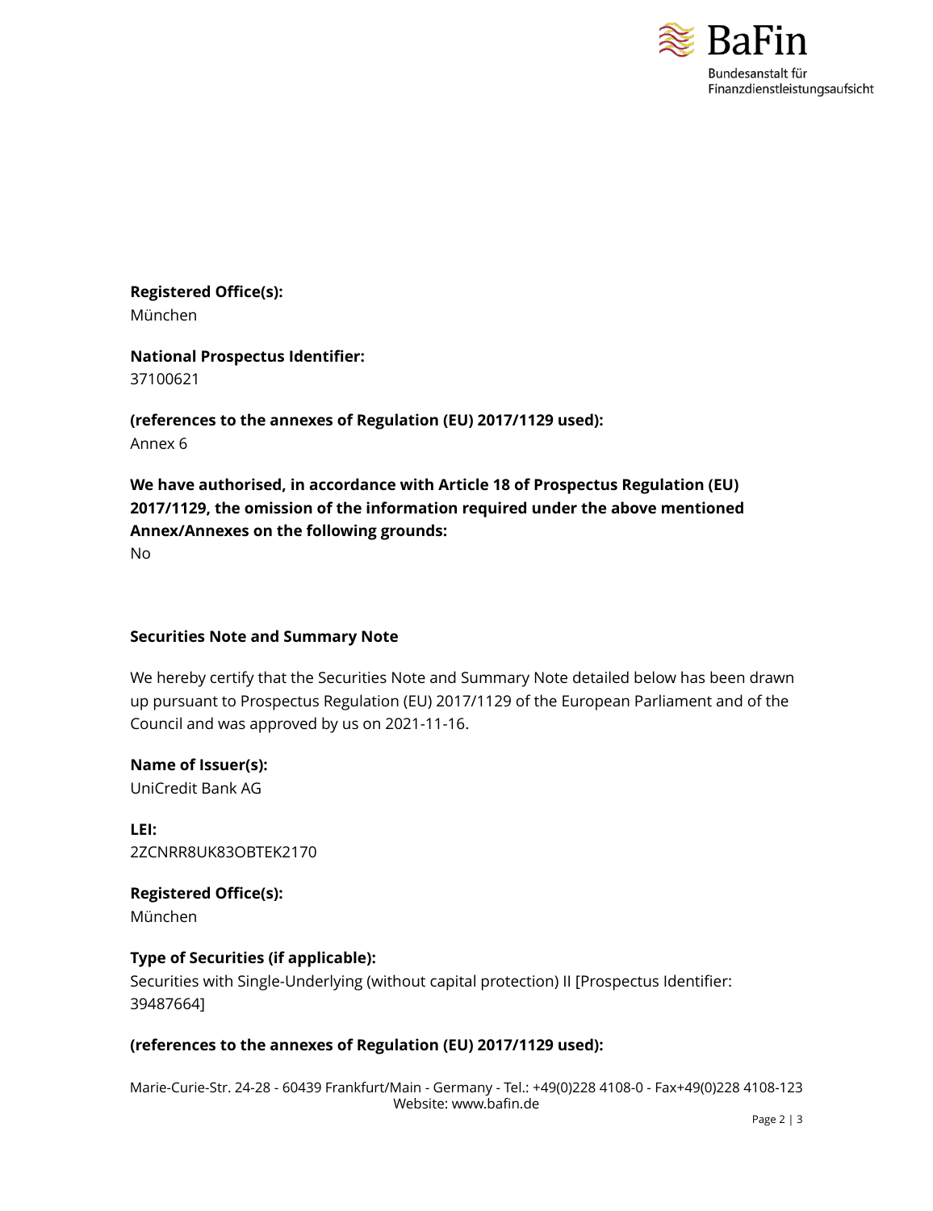**Registered Office(s):**
München

**National Prospectus Identifier:**
37100621

**(references to the annexes of Regulation (EU) 2017/1129 used):**
Annex 6

**We have authorised, in accordance with Article 18 of Prospectus Regulation (EU) 2017/1129, the omission of the information required under the above mentioned Annex/Annexes on the following grounds:**
No

**Securities Note and Summary Note**

We hereby certify that the Securities Note and Summary Note detailed below has been drawn up pursuant to Prospectus Regulation (EU) 2017/1129 of the European Parliament and of the Council and was approved by us on 2021-11-16.

**Name of Issuer(s):**
UniCredit Bank AG

**LEI:**
2ZCNRR8UK83OBTEK2170

**Registered Office(s):**
München

**Type of Securities (if applicable):**
Securities with Single-Underlying (without capital protection) II [Prospectus Identifier: 39487664]

**(references to the annexes of Regulation (EU) 2017/1129 used):**

Marie-Curie-Str. 24-28 - 60439 Frankfurt/Main - Germany - Tel.: +49(0)228 4108-0 - Fax+49(0)228 4108-123
Website: www.bafin.de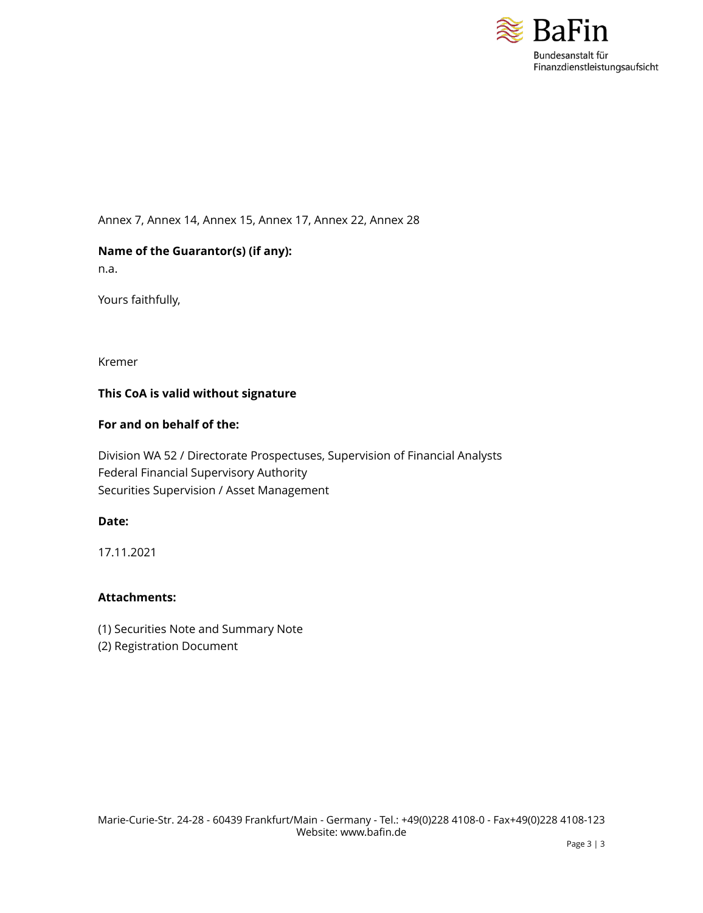Annex 7, Annex 14, Annex 15, Annex 17, Annex 22, Annex 28

**Name of the Guarantor(s) (if any):**

n.a.

Yours faithfully,

Kremer

**This CoA is valid without signature**

**For and on behalf of the:**

Division WA 52 / Directorate Prospectuses, Supervision of Financial Analysts
Federal Financial Supervisory Authority
Securities Supervision / Asset Management

**Date:**

17.11.2021

**Attachments:**

(1) Securities Note and Summary Note
(2) Registration Document